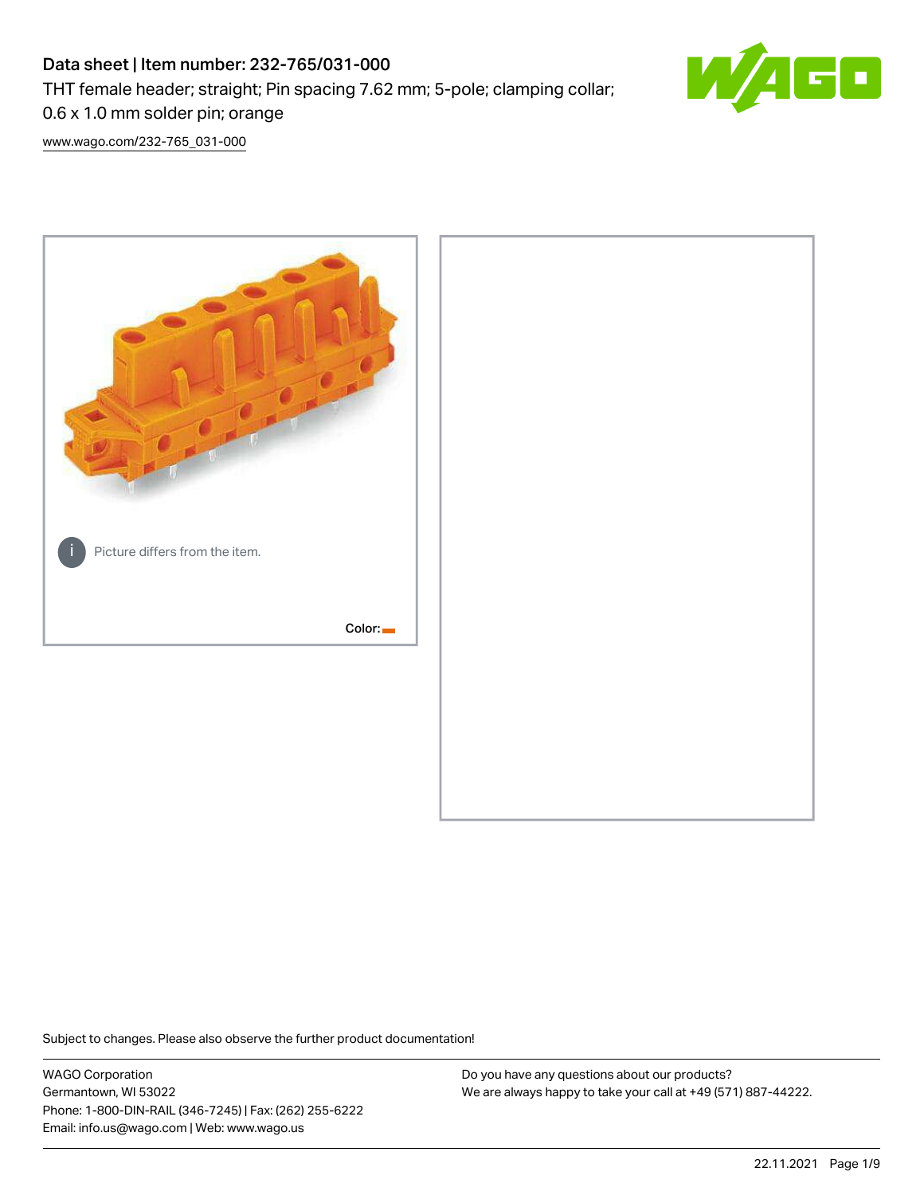# Data sheet | Item number: 232-765/031-000

THT female header; straight; Pin spacing 7.62 mm; 5-pole; clamping collar; 0.6 x 1.0 mm solder pin; orange

www.wago.com/232-765_031-000

Picture differs from the item.

Color:

Subject to changes. Please also observe the further product documentation!

WAGO Corporation
Germantown, WI 53022
Phone: 1-800-DIN-RAIL (346-7245) | Fax: (262) 255-6222
Email: info.us@wago.com | Web: www.wago.us

Do you have any questions about our products?
We are always happy to take your call at +49 (571) 887-44222.

22.11.2021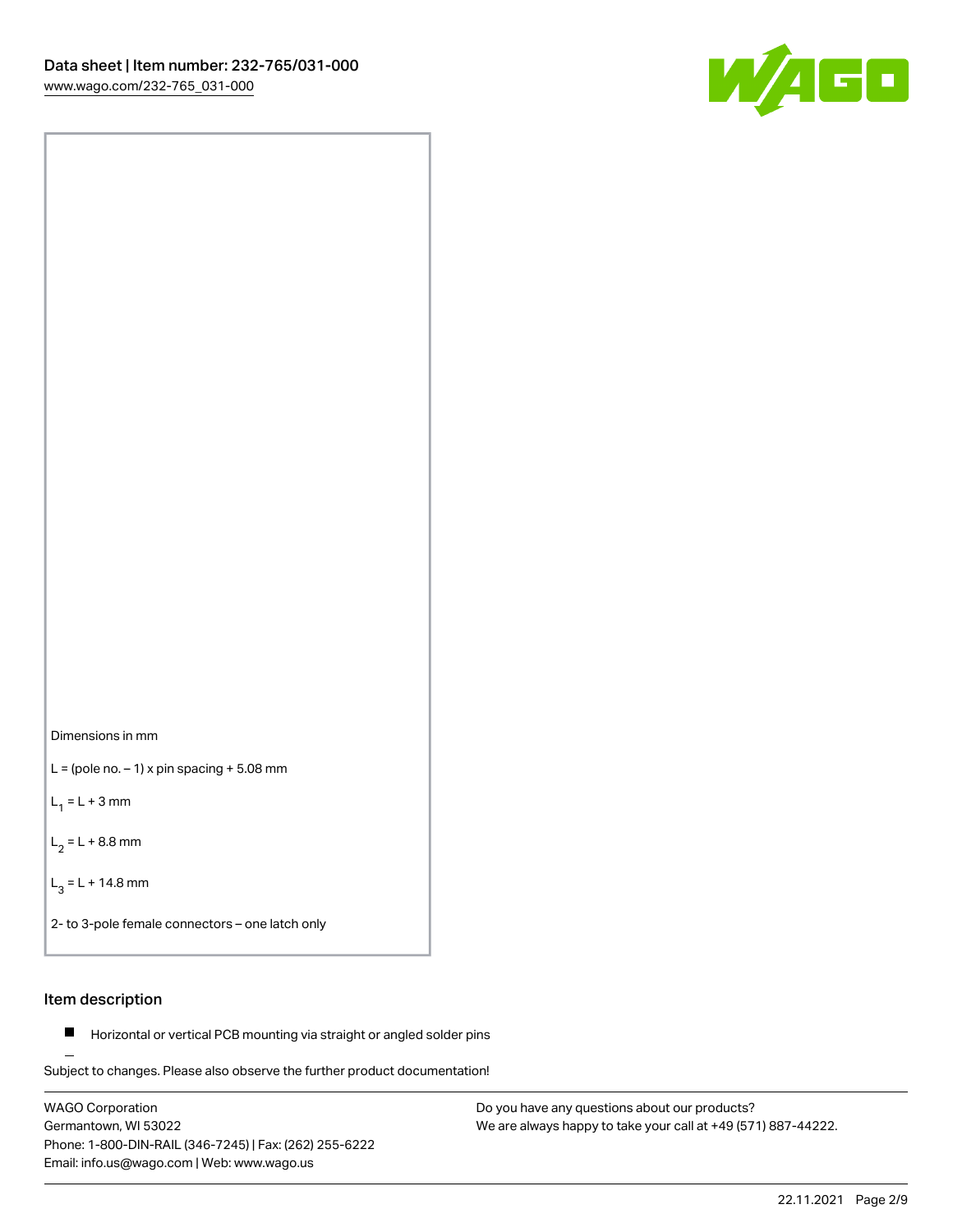Dimensions in mm

L = (pole no. – 1) x pin spacing + 5.08 mm

$L_1$ = L + 3 mm

$L_2$ = L + 8.8 mm

$L_3$ = L + 14.8 mm

2- to 3-pole female connectors – one latch only

## Item description

- Horizontal or vertical PCB mounting via straight or angled solder pins

Subject to changes. Please also observe the further product documentation!

WAGO Corporation
Germantown, WI 53022
Phone: 1-800-DIN-RAIL (346-7245) | Fax: (262) 255-6222
Email: info.us@wago.com | Web: www.wago.us

Do you have any questions about our products?
We are always happy to take your call at +49 (571) 887-44222.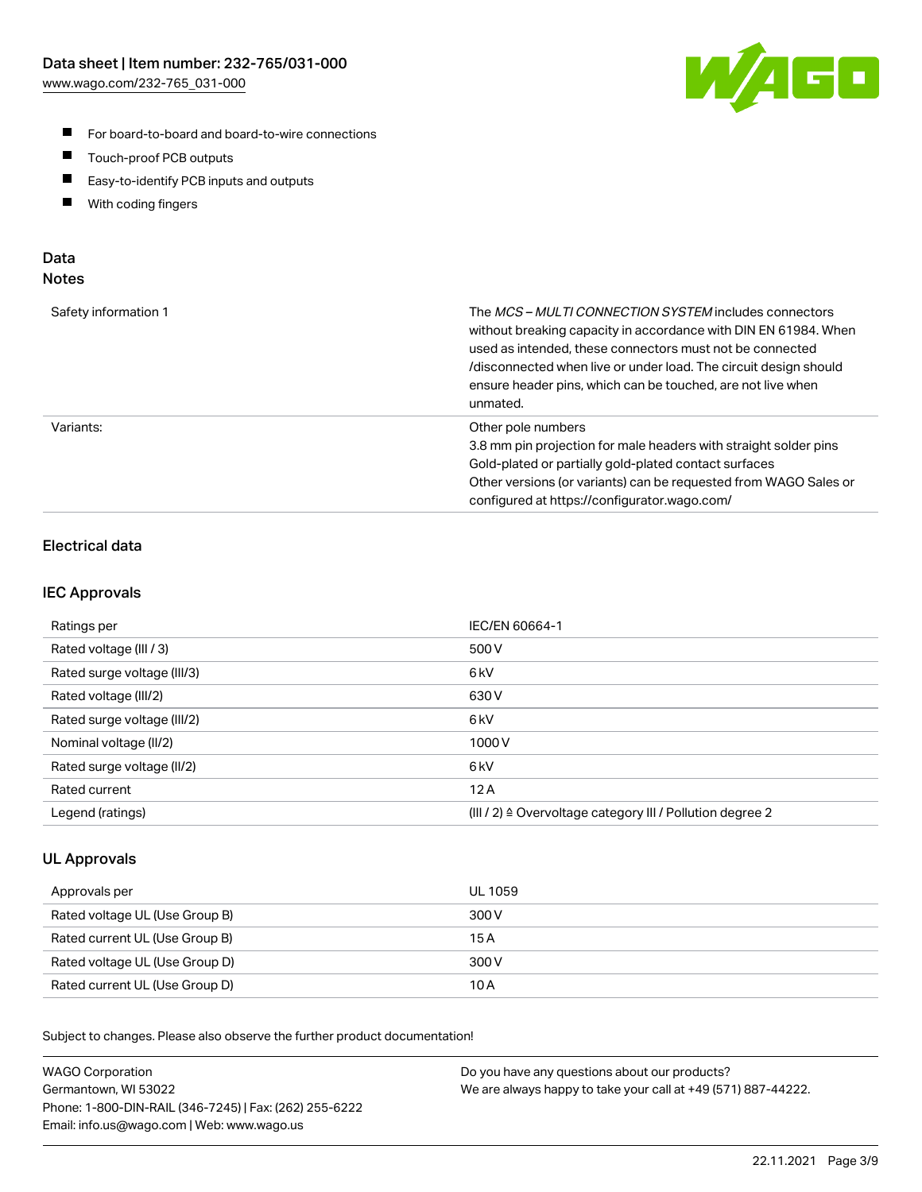- For board-to-board and board-to-wire connections
- Touch-proof PCB outputs
- Easy-to-identify PCB inputs and outputs
- With coding fingers

## Data
### Notes

| | |
|---|---|
| Safety information 1 | The *MCS – MULTI CONNECTION SYSTEM* includes connectors without breaking capacity in accordance with DIN EN 61984. When used as intended, these connectors must not be connected /disconnected when live or under load. The circuit design should ensure header pins, which can be touched, are not live when unmated. |
| Variants: | Other pole numbers<br>3.8 mm pin projection for male headers with straight solder pins<br>Gold-plated or partially gold-plated contact surfaces<br>Other versions (or variants) can be requested from WAGO Sales or configured at https://configurator.wago.com/ |

### Electrical data

### IEC Approvals

| | |
|---|---|
| Ratings per | IEC/EN 60664-1 |
| Rated voltage (III / 3) | 500 V |
| Rated surge voltage (III/3) | 6 kV |
| Rated voltage (III/2) | 630 V |
| Rated surge voltage (III/2) | 6 kV |
| Nominal voltage (II/2) | 1000 V |
| Rated surge voltage (II/2) | 6 kV |
| Rated current | 12 A |
| Legend (ratings) | (III / 2) ≙ Overvoltage category III / Pollution degree 2 |

### UL Approvals

| | |
|---|---|
| Approvals per | UL 1059 |
| Rated voltage UL (Use Group B) | 300 V |
| Rated current UL (Use Group B) | 15 A |
| Rated voltage UL (Use Group D) | 300 V |
| Rated current UL (Use Group D) | 10 A |

Subject to changes. Please also observe the further product documentation!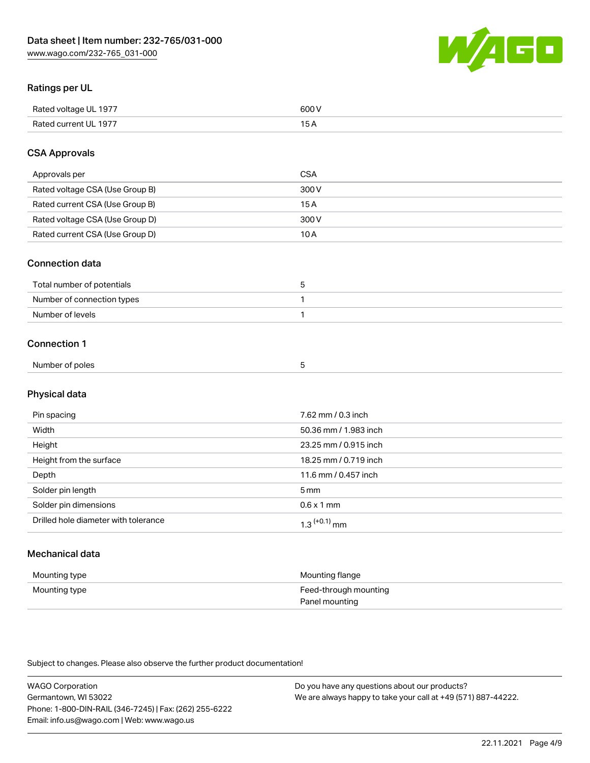## Ratings per UL

| | |
|---|---|
| Rated voltage UL 1977 | 600 V |
| Rated current UL 1977 | 15 A |

## CSA Approvals

| | |
|---|---|
| Approvals per | CSA |
| Rated voltage CSA (Use Group B) | 300 V |
| Rated current CSA (Use Group B) | 15 A |
| Rated voltage CSA (Use Group D) | 300 V |
| Rated current CSA (Use Group D) | 10 A |

## Connection data

| | |
|---|---|
| Total number of potentials | 5 |
| Number of connection types | 1 |
| Number of levels | 1 |

## Connection 1

| | |
|---|---|
| Number of poles | 5 |

## Physical data

| | |
|---|---|
| Pin spacing | 7.62 mm / 0.3 inch |
| Width | 50.36 mm / 1.983 inch |
| Height | 23.25 mm / 0.915 inch |
| Height from the surface | 18.25 mm / 0.719 inch |
| Depth | 11.6 mm / 0.457 inch |
| Solder pin length | 5 mm |
| Solder pin dimensions | 0.6 x 1 mm |
| Drilled hole diameter with tolerance | $1.3^{(+0.1)}$ mm |

## Mechanical data

| | |
|---|---|
| Mounting type | Mounting flange |
| Mounting type | Feed-through mounting<br>Panel mounting |

Subject to changes. Please also observe the further product documentation!

WAGO Corporation
Germantown, WI 53022
Phone: 1-800-DIN-RAIL (346-7245) | Fax: (262) 255-6222
Email: info.us@wago.com | Web: www.wago.us

Do you have any questions about our products?
We are always happy to take your call at +49 (571) 887-44222.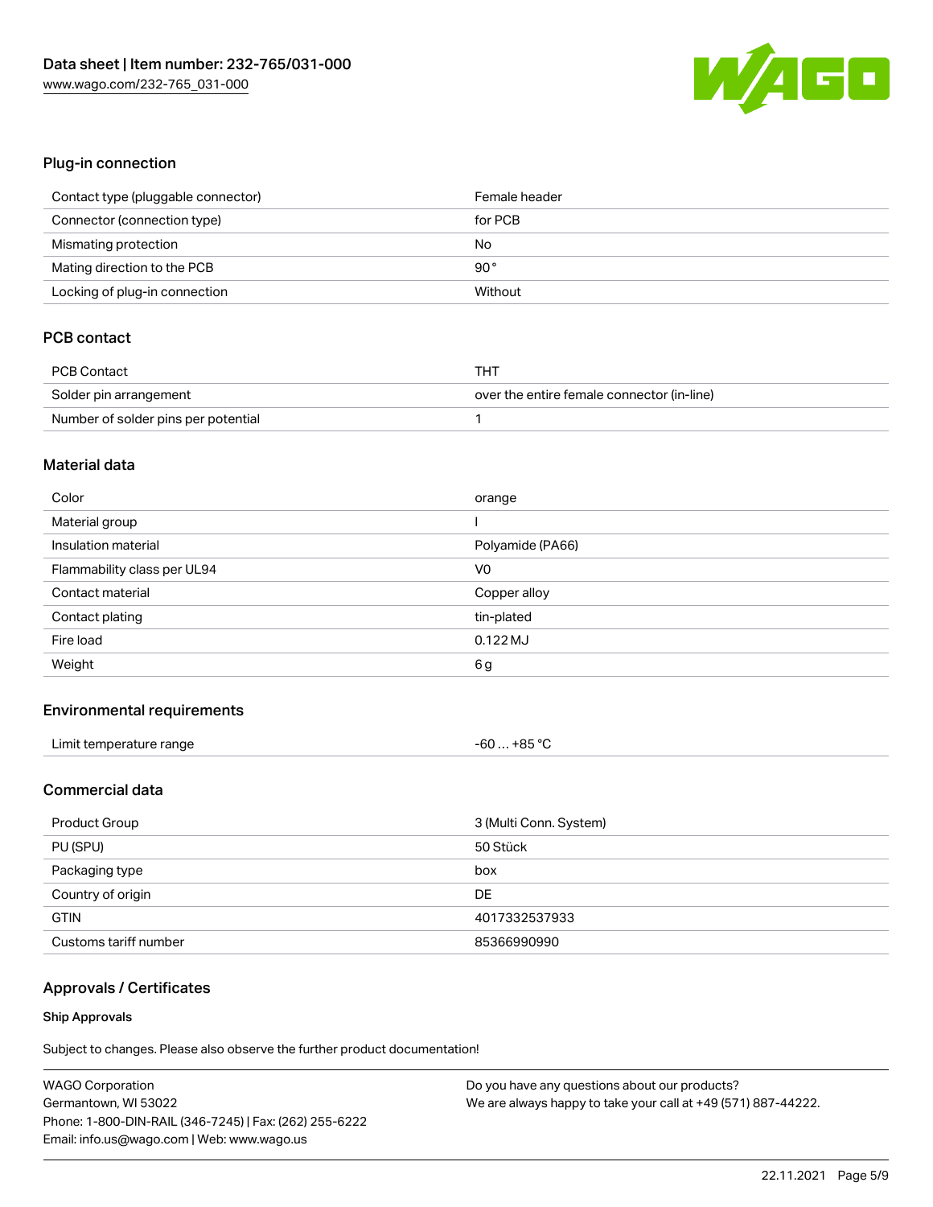## Plug-in connection

| | |
|---|---|
| Contact type (pluggable connector) | Female header |
| Connector (connection type) | for PCB |
| Mismating protection | No |
| Mating direction to the PCB | 90 ° |
| Locking of plug-in connection | Without |

## PCB contact

| | |
|---|---|
| PCB Contact | THT |
| Solder pin arrangement | over the entire female connector (in-line) |
| Number of solder pins per potential | 1 |

## Material data

| | |
|---|---|
| Color | orange |
| Material group | I |
| Insulation material | Polyamide (PA66) |
| Flammability class per UL94 | V0 |
| Contact material | Copper alloy |
| Contact plating | tin-plated |
| Fire load | 0.122 MJ |
| Weight | 6 g |

## Environmental requirements

| | |
|---|---|
| Limit temperature range | -60 … +85 °C |

## Commercial data

| | |
|---|---|
| Product Group | 3 (Multi Conn. System) |
| PU (SPU) | 50 Stück |
| Packaging type | box |
| Country of origin | DE |
| GTIN | 4017332537933 |
| Customs tariff number | 85366990990 |

## Approvals / Certificates

### Ship Approvals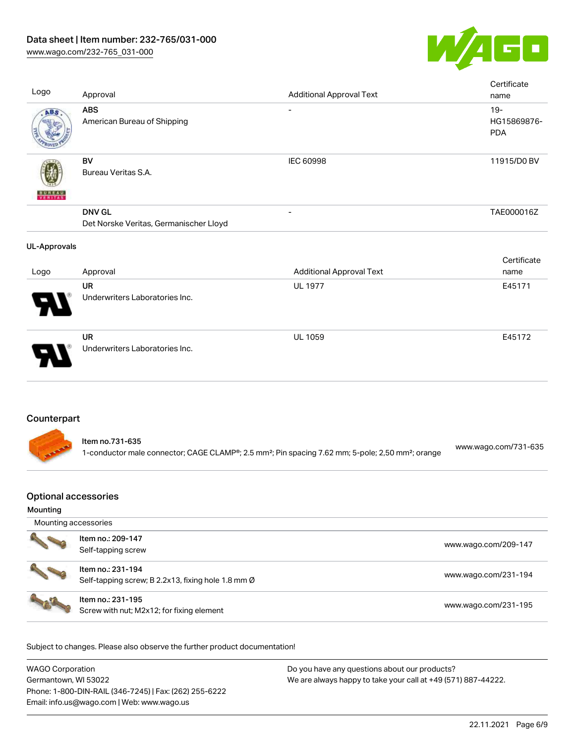| Logo | Approval | Additional Approval Text | Certificate name |
| --- | --- | --- | --- |
| | **ABS**<br>American Bureau of Shipping | - | 19-HG15869876-PDA |
| | **BV**<br>Bureau Veritas S.A. | IEC 60998 | 11915/D0 BV |
| | **DNV GL**<br>Det Norske Veritas, Germanischer Lloyd | - | TAE000016Z |

**UL-Approvals**

| Logo | Approval | Additional Approval Text | Certificate name |
| --- | --- | --- | --- |
| | **UR**<br>Underwriters Laboratories Inc. | UL 1977 | E45171 |
| | **UR**<br>Underwriters Laboratories Inc. | UL 1059 | E45172 |

## Counterpart

| Item | Link |
| --- | --- |
| **Item no.731-635**<br>1-conductor male connector; CAGE CLAMP®; 2.5 mm²; Pin spacing 7.62 mm; 5-pole; 2,50 mm²; orange | www.wago.com/731-635 |

## Optional accessories

### Mounting

| Mounting accessories | |
| --- | --- |
| **Item no.: 209-147**<br>Self-tapping screw | www.wago.com/209-147 |
| **Item no.: 231-194**<br>Self-tapping screw; B 2.2x13, fixing hole 1.8 mm Ø | www.wago.com/231-194 |
| **Item no.: 231-195**<br>Screw with nut; M2x12; for fixing element | www.wago.com/231-195 |

Subject to changes. Please also observe the further product documentation!

WAGO Corporation
Germantown, WI 53022
Phone: 1-800-DIN-RAIL (346-7245) | Fax: (262) 255-6222
Email: info.us@wago.com | Web: www.wago.us

Do you have any questions about our products?
We are always happy to take your call at +49 (571) 887-44222.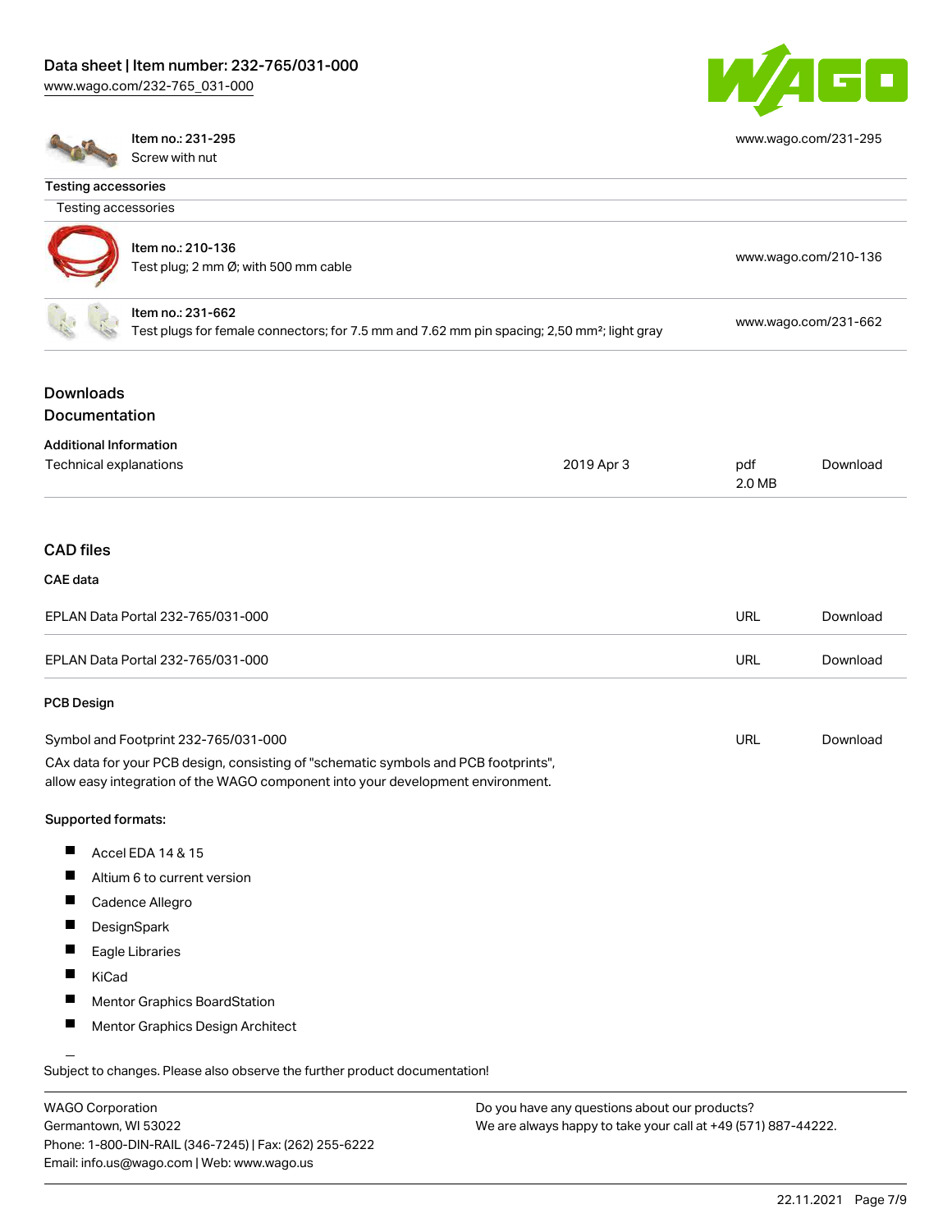| Item no.: 231-295<br>Screw with nut | www.wago.com/231-295 |
| --- | --- |

## Testing accessories

Testing accessories

| Item | URL |
| --- | --- |
| Item no.: 210-136<br>Test plug; 2 mm Ø; with 500 mm cable | www.wago.com/210-136 |
| Item no.: 231-662<br>Test plugs for female connectors; for 7.5 mm and 7.62 mm pin spacing; 2,50 mm²; light gray | www.wago.com/231-662 |

## Downloads

### Documentation

#### Additional Information

| | | | |
| --- | --- | --- | --- |
| Technical explanations | 2019 Apr 3 | pdf<br>2.0 MB | Download |

### CAD files

#### CAE data

| | | |
| --- | --- | --- |
| EPLAN Data Portal 232-765/031-000 | URL | Download |
| EPLAN Data Portal 232-765/031-000 | URL | Download |

#### PCB Design

| | | |
| --- | --- | --- |
| Symbol and Footprint 232-765/031-000 | URL | Download |

CAx data for your PCB design, consisting of "schematic symbols and PCB footprints", allow easy integration of the WAGO component into your development environment.

Supported formats:

- Accel EDA 14 & 15
- Altium 6 to current version
- Cadence Allegro
- DesignSpark
- Eagle Libraries
- KiCad
- Mentor Graphics BoardStation
- Mentor Graphics Design Architect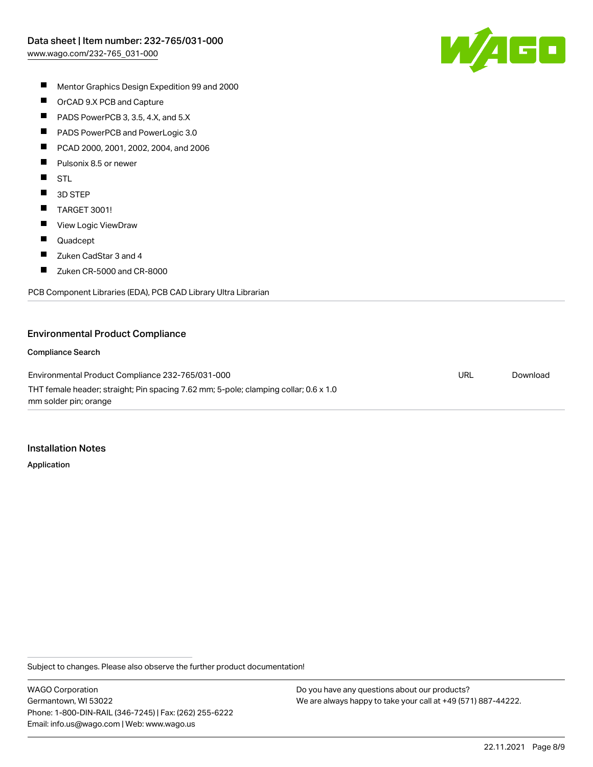- Mentor Graphics Design Expedition 99 and 2000
- OrCAD 9.X PCB and Capture
- PADS PowerPCB 3, 3.5, 4.X, and 5.X
- PADS PowerPCB and PowerLogic 3.0
- PCAD 2000, 2001, 2002, 2004, and 2006
- Pulsonix 8.5 or newer
- STL
- 3D STEP
- TARGET 3001!
- View Logic ViewDraw
- Quadcept
- Zuken CadStar 3 and 4
- Zuken CR-5000 and CR-8000

PCB Component Libraries (EDA), PCB CAD Library Ultra Librarian

## Environmental Product Compliance

### Compliance Search

| | | |
|---|---|---|
| Environmental Product Compliance 232-765/031-000<br>THT female header; straight; Pin spacing 7.62 mm; 5-pole; clamping collar; 0.6 x 1.0 mm solder pin; orange | URL | Download |

## Installation Notes

### Application

Subject to changes. Please also observe the further product documentation!

WAGO Corporation
Germantown, WI 53022
Phone: 1-800-DIN-RAIL (346-7245) | Fax: (262) 255-6222
Email: info.us@wago.com | Web: www.wago.us

Do you have any questions about our products?
We are always happy to take your call at +49 (571) 887-44222.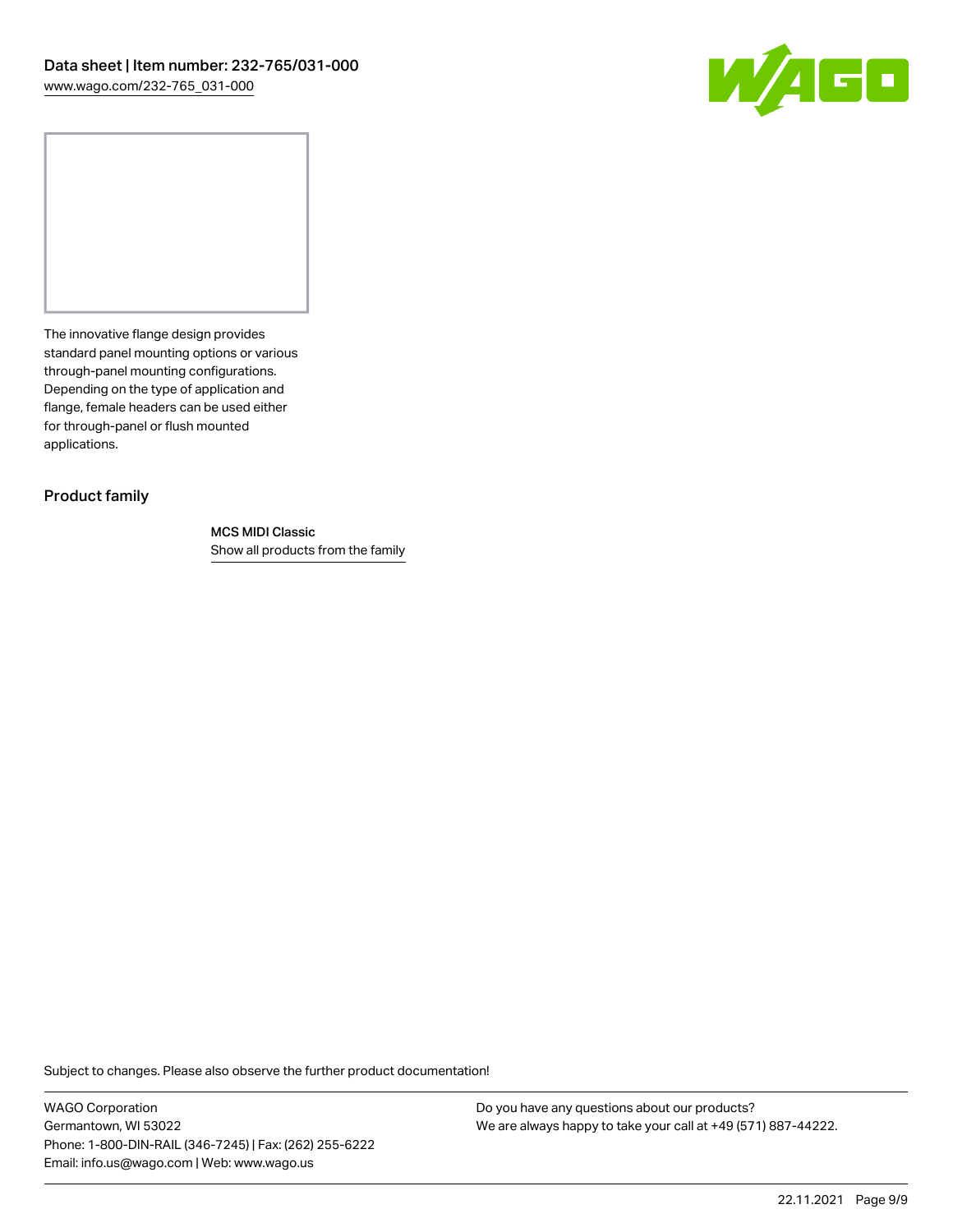The innovative flange design provides standard panel mounting options or various through-panel mounting configurations. Depending on the type of application and flange, female headers can be used either for through-panel or flush mounted applications.

## Product family

MCS MIDI Classic
Show all products from the family

Subject to changes. Please also observe the further product documentation!

WAGO Corporation
Germantown, WI 53022
Phone: 1-800-DIN-RAIL (346-7245) | Fax: (262) 255-6222
Email: info.us@wago.com | Web: www.wago.us

Do you have any questions about our products?
We are always happy to take your call at +49 (571) 887-44222.